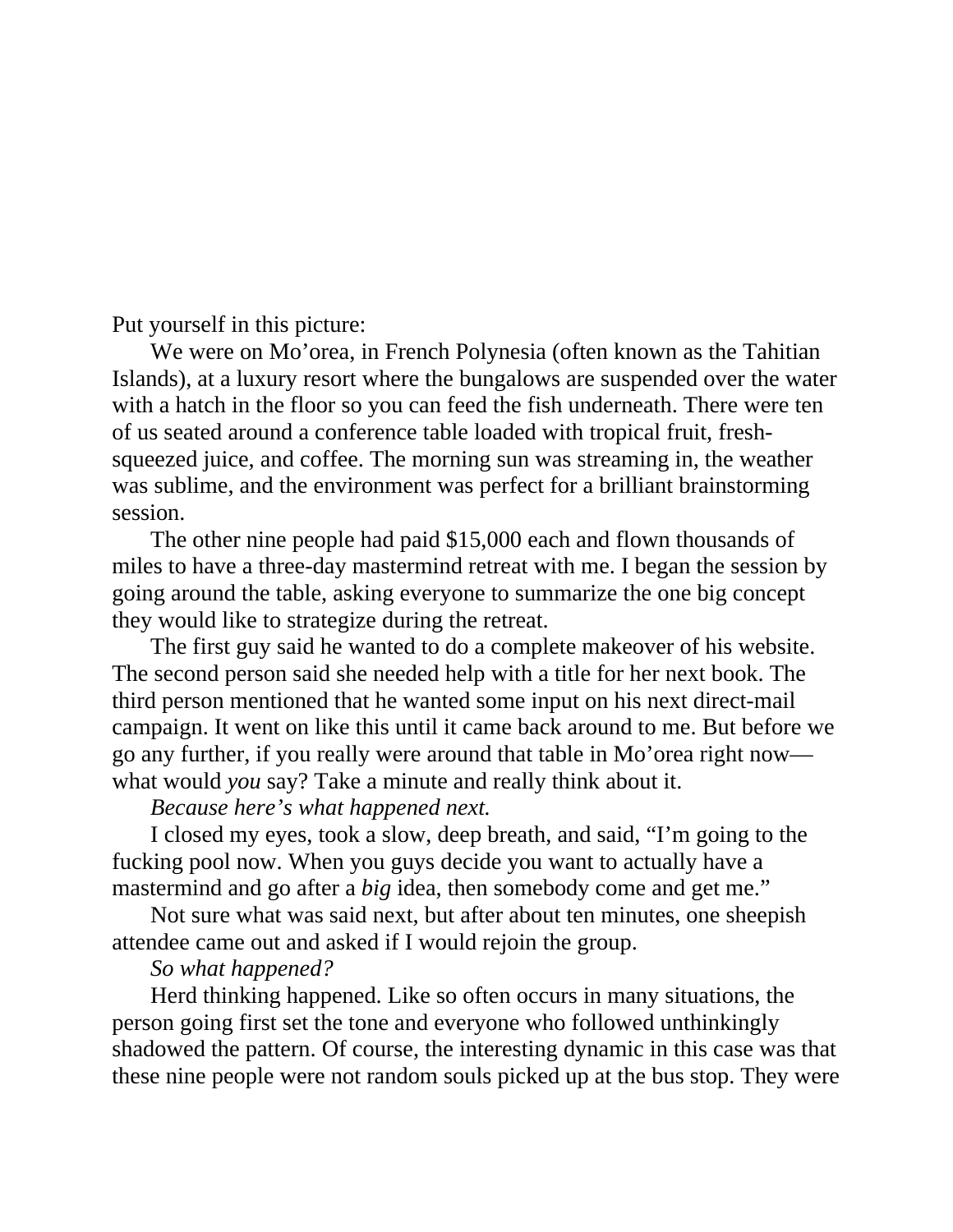Put yourself in this picture:

We were on Mo'orea, in French Polynesia (often known as the Tahitian Islands), at a luxury resort where the bungalows are suspended over the water with a hatch in the floor so you can feed the fish underneath. There were ten of us seated around a conference table loaded with tropical fruit, fresh-squeezed juice, and coffee. The morning sun was streaming in, the weather was sublime, and the environment was perfect for a brilliant brainstorming session.

The other nine people had paid $15,000 each and flown thousands of miles to have a three-day mastermind retreat with me. I began the session by going around the table, asking everyone to summarize the one big concept they would like to strategize during the retreat.

The first guy said he wanted to do a complete makeover of his website. The second person said she needed help with a title for her next book. The third person mentioned that he wanted some input on his next direct-mail campaign. It went on like this until it came back around to me. But before we go any further, if you really were around that table in Mo'orea right now—what would *you* say? Take a minute and really think about it.

*Because here's what happened next.*

I closed my eyes, took a slow, deep breath, and said, "I'm going to the fucking pool now. When you guys decide you want to actually have a mastermind and go after a *big* idea, then somebody come and get me."

Not sure what was said next, but after about ten minutes, one sheepish attendee came out and asked if I would rejoin the group.

*So what happened?*

Herd thinking happened. Like so often occurs in many situations, the person going first set the tone and everyone who followed unthinkingly shadowed the pattern. Of course, the interesting dynamic in this case was that these nine people were not random souls picked up at the bus stop. They were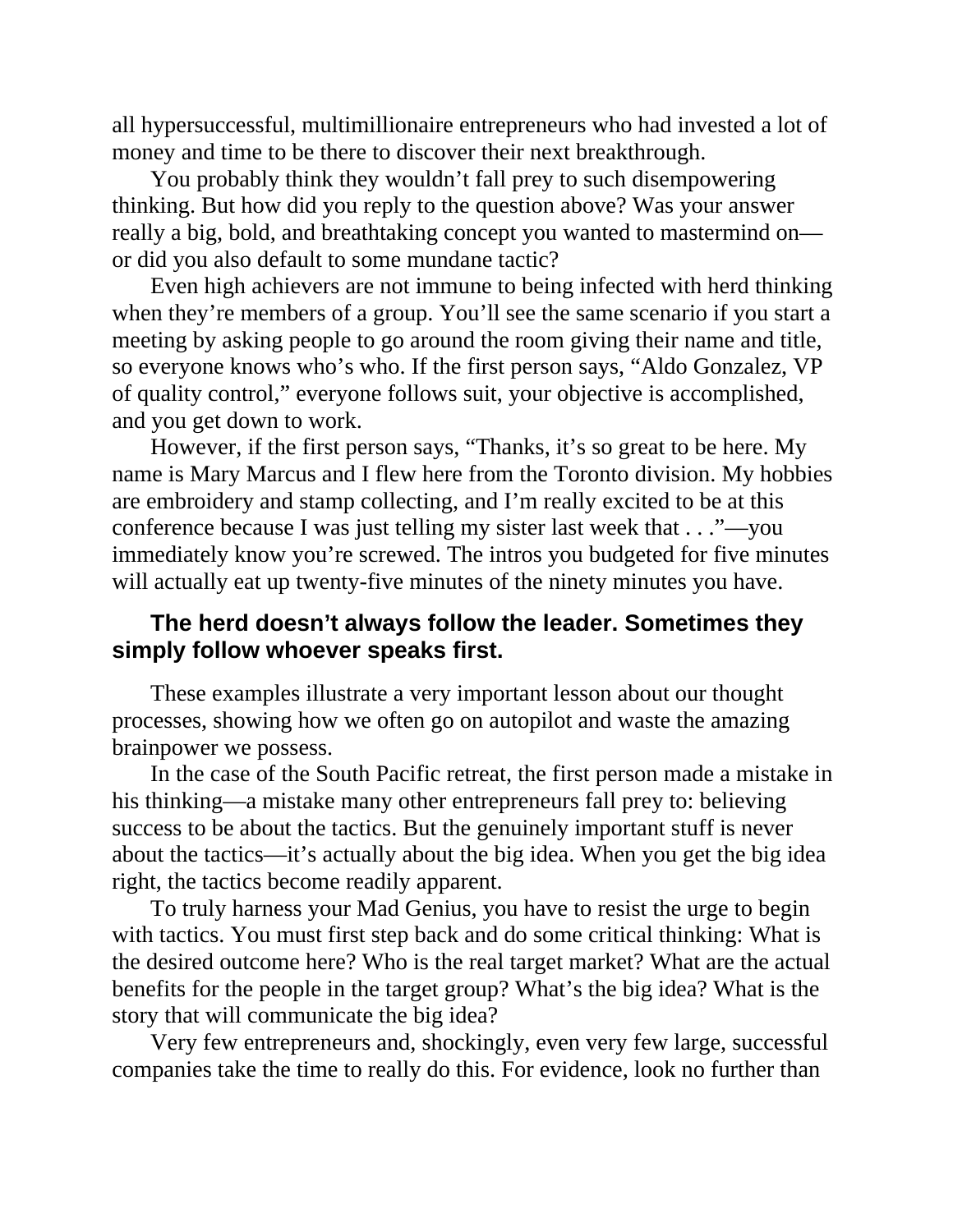all hypersuccessful, multimillionaire entrepreneurs who had invested a lot of money and time to be there to discover their next breakthrough.

You probably think they wouldn't fall prey to such disempowering thinking. But how did you reply to the question above? Was your answer really a big, bold, and breathtaking concept you wanted to mastermind on—or did you also default to some mundane tactic?

Even high achievers are not immune to being infected with herd thinking when they're members of a group. You'll see the same scenario if you start a meeting by asking people to go around the room giving their name and title, so everyone knows who's who. If the first person says, "Aldo Gonzalez, VP of quality control," everyone follows suit, your objective is accomplished, and you get down to work.

However, if the first person says, "Thanks, it's so great to be here. My name is Mary Marcus and I flew here from the Toronto division. My hobbies are embroidery and stamp collecting, and I'm really excited to be at this conference because I was just telling my sister last week that . . ."—you immediately know you're screwed. The intros you budgeted for five minutes will actually eat up twenty-five minutes of the ninety minutes you have.

**The herd doesn't always follow the leader. Sometimes they simply follow whoever speaks first.**

These examples illustrate a very important lesson about our thought processes, showing how we often go on autopilot and waste the amazing brainpower we possess.

In the case of the South Pacific retreat, the first person made a mistake in his thinking—a mistake many other entrepreneurs fall prey to: believing success to be about the tactics. But the genuinely important stuff is never about the tactics—it's actually about the big idea. When you get the big idea right, the tactics become readily apparent.

To truly harness your Mad Genius, you have to resist the urge to begin with tactics. You must first step back and do some critical thinking: What is the desired outcome here? Who is the real target market? What are the actual benefits for the people in the target group? What's the big idea? What is the story that will communicate the big idea?

Very few entrepreneurs and, shockingly, even very few large, successful companies take the time to really do this. For evidence, look no further than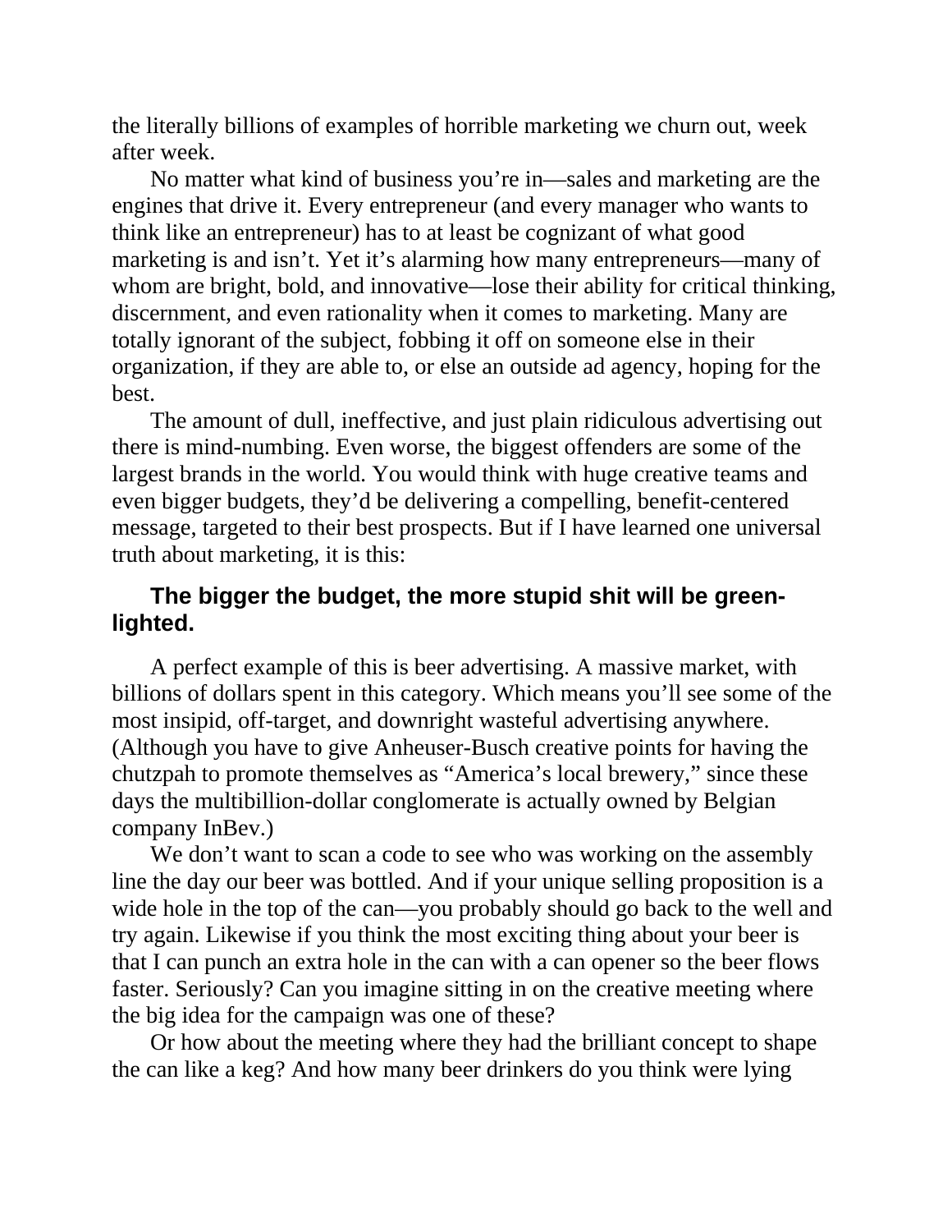the literally billions of examples of horrible marketing we churn out, week after week.

No matter what kind of business you're in—sales and marketing are the engines that drive it. Every entrepreneur (and every manager who wants to think like an entrepreneur) has to at least be cognizant of what good marketing is and isn't. Yet it's alarming how many entrepreneurs—many of whom are bright, bold, and innovative—lose their ability for critical thinking, discernment, and even rationality when it comes to marketing. Many are totally ignorant of the subject, fobbing it off on someone else in their organization, if they are able to, or else an outside ad agency, hoping for the best.

The amount of dull, ineffective, and just plain ridiculous advertising out there is mind-numbing. Even worse, the biggest offenders are some of the largest brands in the world. You would think with huge creative teams and even bigger budgets, they'd be delivering a compelling, benefit-centered message, targeted to their best prospects. But if I have learned one universal truth about marketing, it is this:

**The bigger the budget, the more stupid shit will be green-lighted.**

A perfect example of this is beer advertising. A massive market, with billions of dollars spent in this category. Which means you'll see some of the most insipid, off-target, and downright wasteful advertising anywhere. (Although you have to give Anheuser-Busch creative points for having the chutzpah to promote themselves as "America's local brewery," since these days the multibillion-dollar conglomerate is actually owned by Belgian company InBev.)

We don't want to scan a code to see who was working on the assembly line the day our beer was bottled. And if your unique selling proposition is a wide hole in the top of the can—you probably should go back to the well and try again. Likewise if you think the most exciting thing about your beer is that I can punch an extra hole in the can with a can opener so the beer flows faster. Seriously? Can you imagine sitting in on the creative meeting where the big idea for the campaign was one of these?

Or how about the meeting where they had the brilliant concept to shape the can like a keg? And how many beer drinkers do you think were lying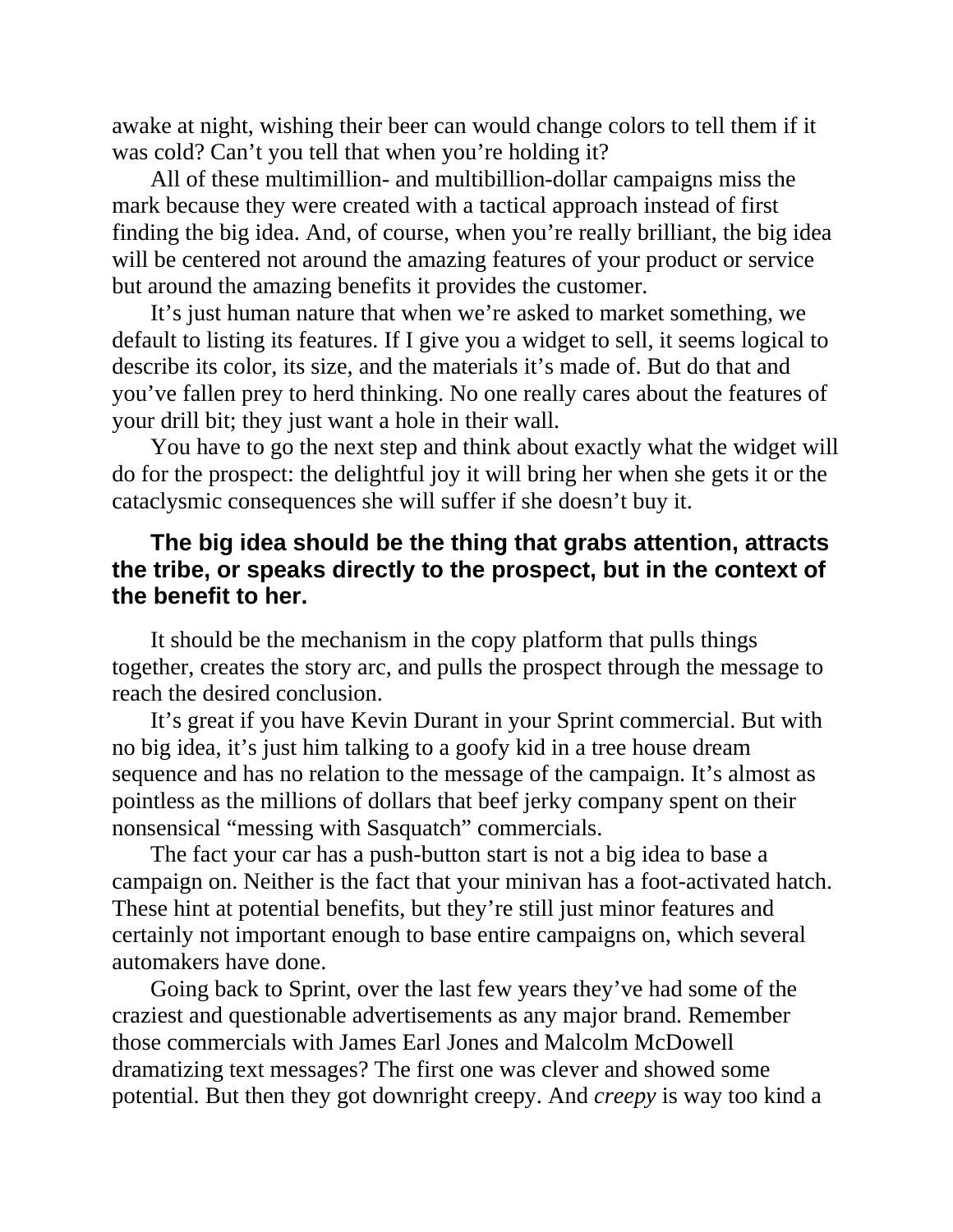awake at night, wishing their beer can would change colors to tell them if it was cold? Can't you tell that when you're holding it?

All of these multimillion- and multibillion-dollar campaigns miss the mark because they were created with a tactical approach instead of first finding the big idea. And, of course, when you're really brilliant, the big idea will be centered not around the amazing features of your product or service but around the amazing benefits it provides the customer.

It's just human nature that when we're asked to market something, we default to listing its features. If I give you a widget to sell, it seems logical to describe its color, its size, and the materials it's made of. But do that and you've fallen prey to herd thinking. No one really cares about the features of your drill bit; they just want a hole in their wall.

You have to go the next step and think about exactly what the widget will do for the prospect: the delightful joy it will bring her when she gets it or the cataclysmic consequences she will suffer if she doesn't buy it.

**The big idea should be the thing that grabs attention, attracts the tribe, or speaks directly to the prospect, but in the context of the benefit to her.**

It should be the mechanism in the copy platform that pulls things together, creates the story arc, and pulls the prospect through the message to reach the desired conclusion.

It's great if you have Kevin Durant in your Sprint commercial. But with no big idea, it's just him talking to a goofy kid in a tree house dream sequence and has no relation to the message of the campaign. It's almost as pointless as the millions of dollars that beef jerky company spent on their nonsensical "messing with Sasquatch" commercials.

The fact your car has a push-button start is not a big idea to base a campaign on. Neither is the fact that your minivan has a foot-activated hatch. These hint at potential benefits, but they're still just minor features and certainly not important enough to base entire campaigns on, which several automakers have done.

Going back to Sprint, over the last few years they've had some of the craziest and questionable advertisements as any major brand. Remember those commercials with James Earl Jones and Malcolm McDowell dramatizing text messages? The first one was clever and showed some potential. But then they got downright creepy. And *creepy* is way too kind a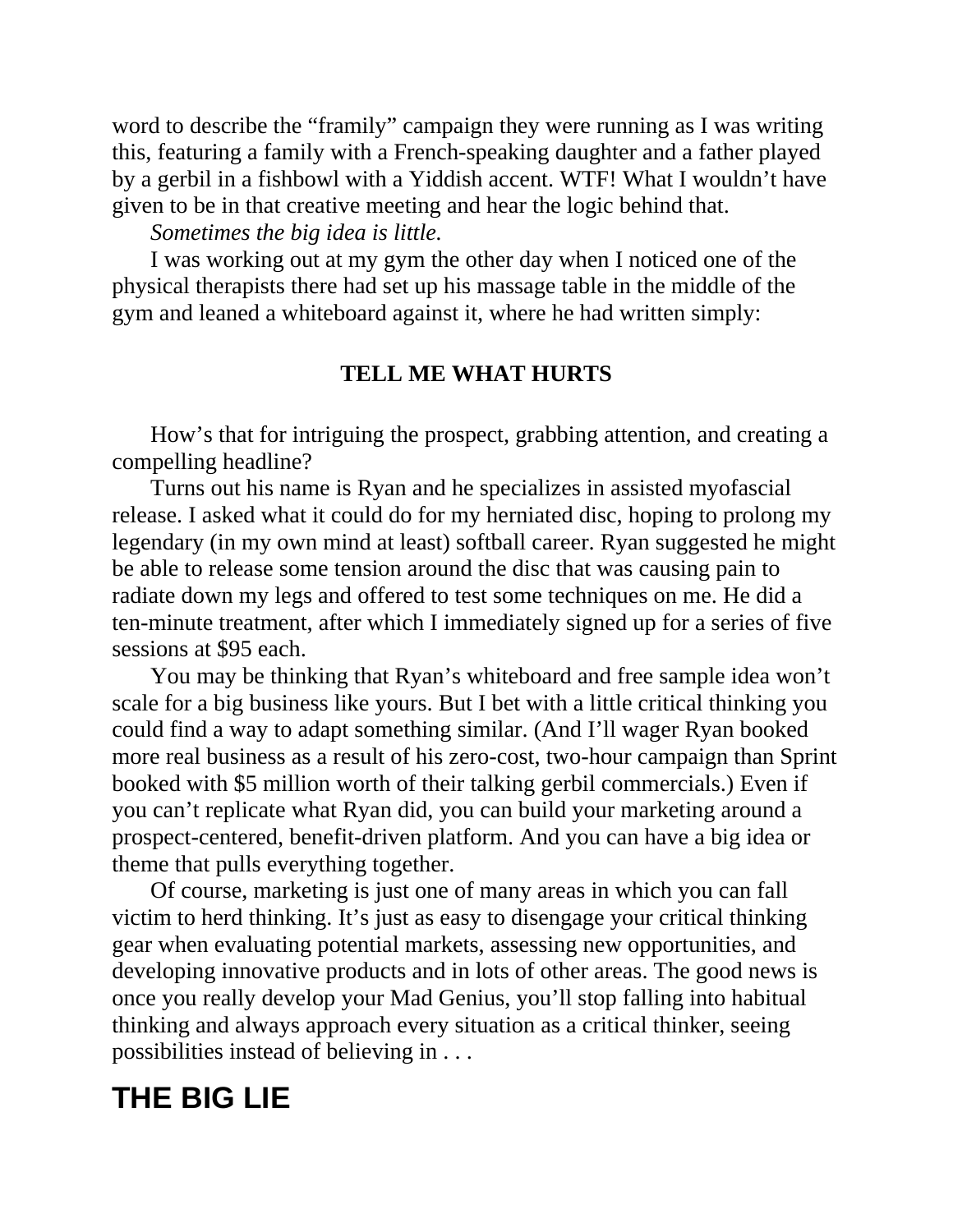word to describe the “framily” campaign they were running as I was writing this, featuring a family with a French-speaking daughter and a father played by a gerbil in a fishbowl with a Yiddish accent. WTF! What I wouldn’t have given to be in that creative meeting and hear the logic behind that.

*Sometimes the big idea is little.*

I was working out at my gym the other day when I noticed one of the physical therapists there had set up his massage table in the middle of the gym and leaned a whiteboard against it, where he had written simply:

**TELL ME WHAT HURTS**

How’s that for intriguing the prospect, grabbing attention, and creating a compelling headline?

Turns out his name is Ryan and he specializes in assisted myofascial release. I asked what it could do for my herniated disc, hoping to prolong my legendary (in my own mind at least) softball career. Ryan suggested he might be able to release some tension around the disc that was causing pain to radiate down my legs and offered to test some techniques on me. He did a ten-minute treatment, after which I immediately signed up for a series of five sessions at $95 each.

You may be thinking that Ryan’s whiteboard and free sample idea won’t scale for a big business like yours. But I bet with a little critical thinking you could find a way to adapt something similar. (And I’ll wager Ryan booked more real business as a result of his zero-cost, two-hour campaign than Sprint booked with $5 million worth of their talking gerbil commercials.) Even if you can’t replicate what Ryan did, you can build your marketing around a prospect-centered, benefit-driven platform. And you can have a big idea or theme that pulls everything together.

Of course, marketing is just one of many areas in which you can fall victim to herd thinking. It’s just as easy to disengage your critical thinking gear when evaluating potential markets, assessing new opportunities, and developing innovative products and in lots of other areas. The good news is once you really develop your Mad Genius, you’ll stop falling into habitual thinking and always approach every situation as a critical thinker, seeing possibilities instead of believing in . . .

## THE BIG LIE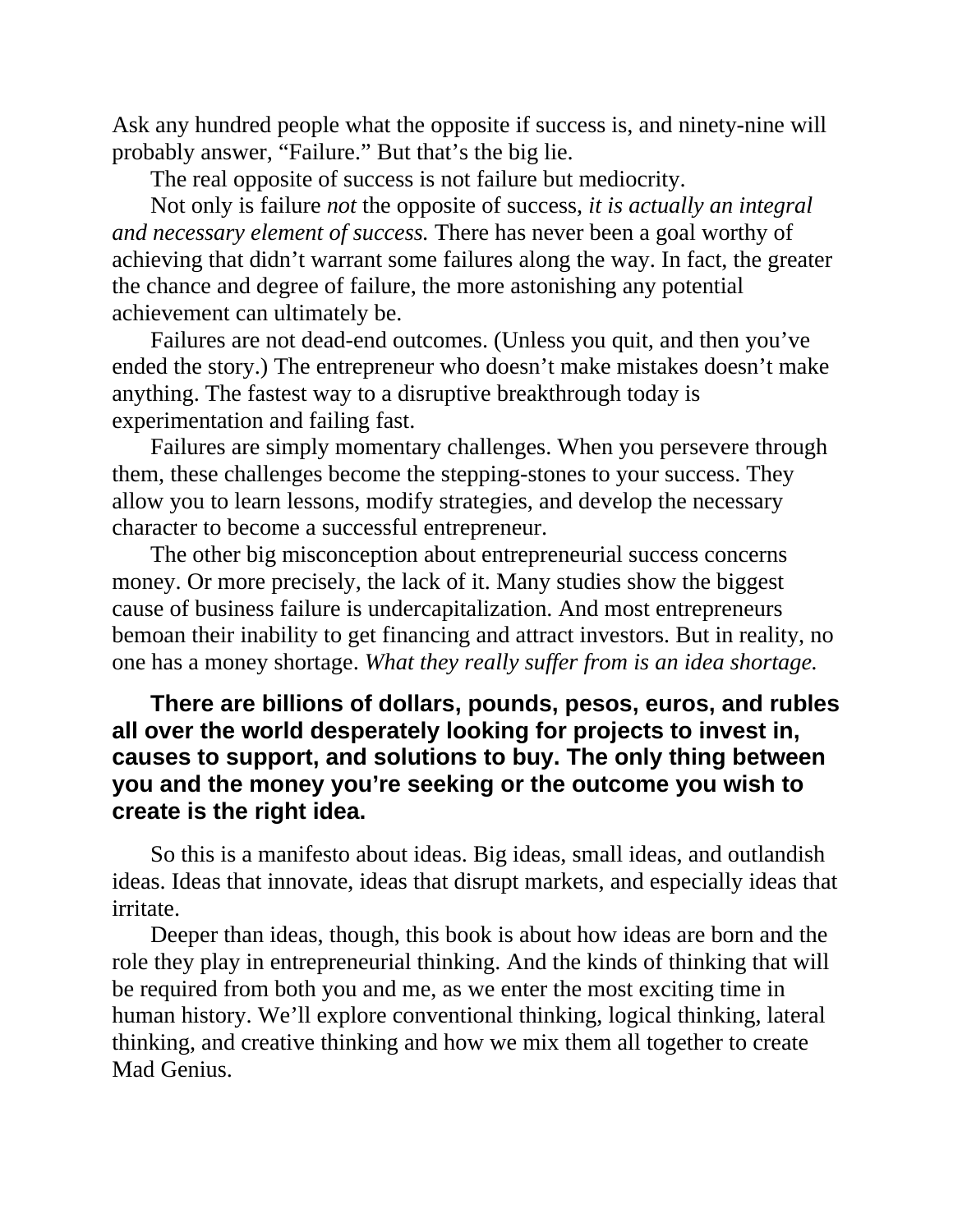Ask any hundred people what the opposite if success is, and ninety-nine will probably answer, “Failure.” But that’s the big lie.

The real opposite of success is not failure but mediocrity.

Not only is failure *not* the opposite of success, *it is actually an integral and necessary element of success.* There has never been a goal worthy of achieving that didn’t warrant some failures along the way. In fact, the greater the chance and degree of failure, the more astonishing any potential achievement can ultimately be.

Failures are not dead-end outcomes. (Unless you quit, and then you’ve ended the story.) The entrepreneur who doesn’t make mistakes doesn’t make anything. The fastest way to a disruptive breakthrough today is experimentation and failing fast.

Failures are simply momentary challenges. When you persevere through them, these challenges become the stepping-stones to your success. They allow you to learn lessons, modify strategies, and develop the necessary character to become a successful entrepreneur.

The other big misconception about entrepreneurial success concerns money. Or more precisely, the lack of it. Many studies show the biggest cause of business failure is undercapitalization. And most entrepreneurs bemoan their inability to get financing and attract investors. But in reality, no one has a money shortage. *What they really suffer from is an idea shortage.*

**There are billions of dollars, pounds, pesos, euros, and rubles all over the world desperately looking for projects to invest in, causes to support, and solutions to buy. The only thing between you and the money you’re seeking or the outcome you wish to create is the right idea.**

So this is a manifesto about ideas. Big ideas, small ideas, and outlandish ideas. Ideas that innovate, ideas that disrupt markets, and especially ideas that irritate.

Deeper than ideas, though, this book is about how ideas are born and the role they play in entrepreneurial thinking. And the kinds of thinking that will be required from both you and me, as we enter the most exciting time in human history. We’ll explore conventional thinking, logical thinking, lateral thinking, and creative thinking and how we mix them all together to create Mad Genius.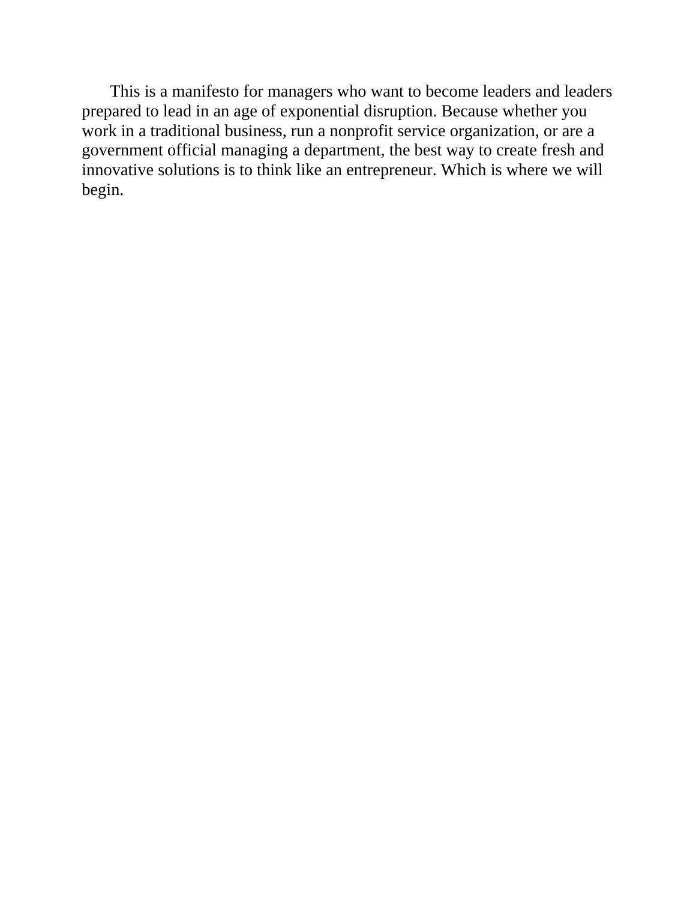This is a manifesto for managers who want to become leaders and leaders prepared to lead in an age of exponential disruption. Because whether you work in a traditional business, run a nonprofit service organization, or are a government official managing a department, the best way to create fresh and innovative solutions is to think like an entrepreneur. Which is where we will begin.